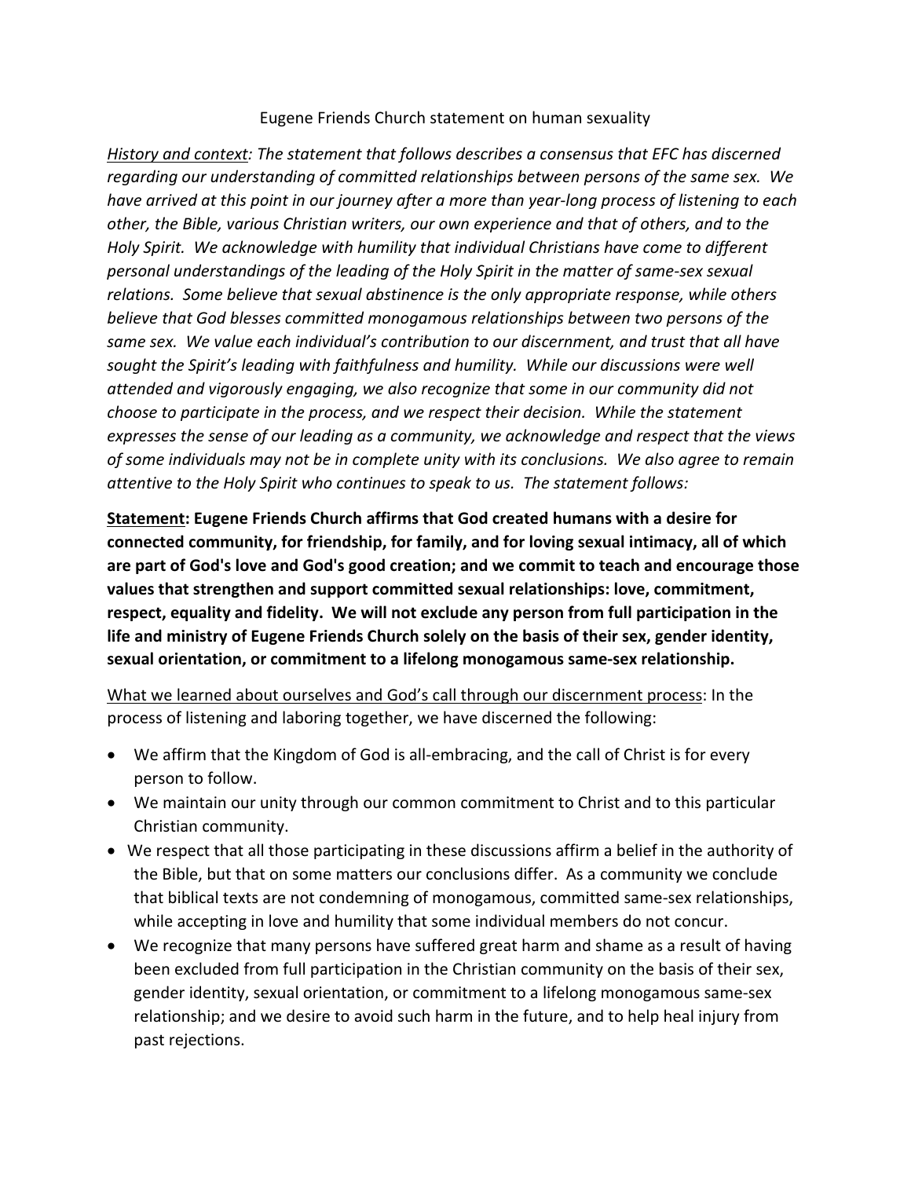# Eugene Friends Church statement on human sexuality

*<u>History and context</u>: The statement that follows describes a consensus that EFC has discerned regarding our understanding of committed relationships between persons of the same sex. We have arrived at this point in our journey after a more than year-long process of listening to each other, the Bible, various Christian writers, our own experience and that of others, and to the Holy Spirit. We acknowledge with humility that individual Christians have come to different personal understandings of the leading of the Holy Spirit in the matter of same-sex sexual relations. Some believe that sexual abstinence is the only appropriate response, while others believe that God blesses committed monogamous relationships between two persons of the same sex. We value each individual's contribution to our discernment, and trust that all have sought the Spirit's leading with faithfulness and humility. While our discussions were well attended and vigorously engaging, we also recognize that some in our community did not choose to participate in the process, and we respect their decision. While the statement expresses the sense of our leading as a community, we acknowledge and respect that the views of some individuals may not be in complete unity with its conclusions. We also agree to remain attentive to the Holy Spirit who continues to speak to us. The statement follows:*

**<u>Statement</u>: Eugene Friends Church affirms that God created humans with a desire for connected community, for friendship, for family, and for loving sexual intimacy, all of which are part of God's love and God's good creation; and we commit to teach and encourage those values that strengthen and support committed sexual relationships: love, commitment, respect, equality and fidelity. We will not exclude any person from full participation in the life and ministry of Eugene Friends Church solely on the basis of their sex, gender identity, sexual orientation, or commitment to a lifelong monogamous same-sex relationship.**

<u>What we learned about ourselves and God's call through our discernment process</u>: In the process of listening and laboring together, we have discerned the following:

- We affirm that the Kingdom of God is all-embracing, and the call of Christ is for every person to follow.
- We maintain our unity through our common commitment to Christ and to this particular Christian community.
- We respect that all those participating in these discussions affirm a belief in the authority of the Bible, but that on some matters our conclusions differ. As a community we conclude that biblical texts are not condemning of monogamous, committed same-sex relationships, while accepting in love and humility that some individual members do not concur.
- We recognize that many persons have suffered great harm and shame as a result of having been excluded from full participation in the Christian community on the basis of their sex, gender identity, sexual orientation, or commitment to a lifelong monogamous same-sex relationship; and we desire to avoid such harm in the future, and to help heal injury from past rejections.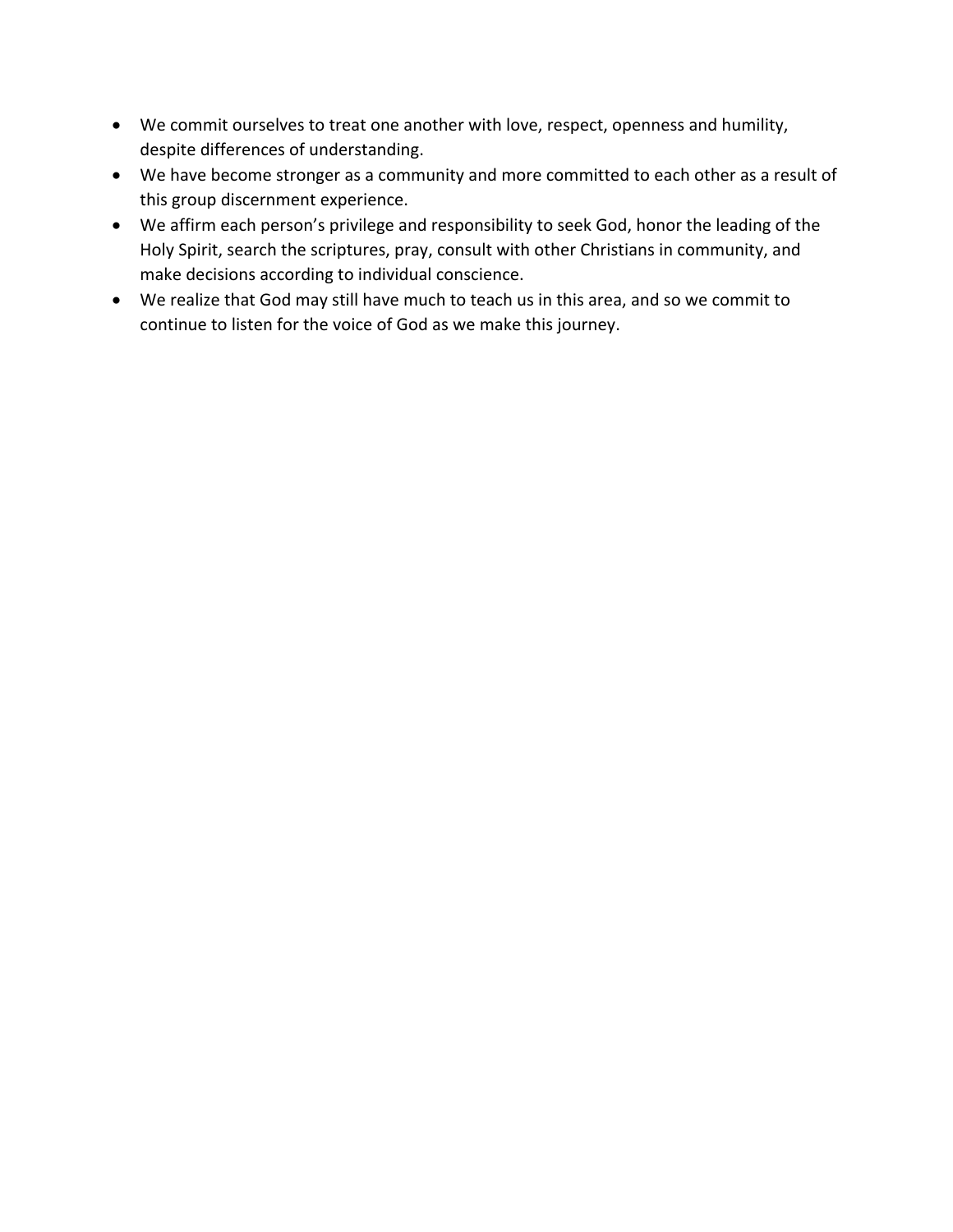- We commit ourselves to treat one another with love, respect, openness and humility, despite differences of understanding.
- We have become stronger as a community and more committed to each other as a result of this group discernment experience.
- We affirm each person's privilege and responsibility to seek God, honor the leading of the Holy Spirit, search the scriptures, pray, consult with other Christians in community, and make decisions according to individual conscience.
- We realize that God may still have much to teach us in this area, and so we commit to continue to listen for the voice of God as we make this journey.